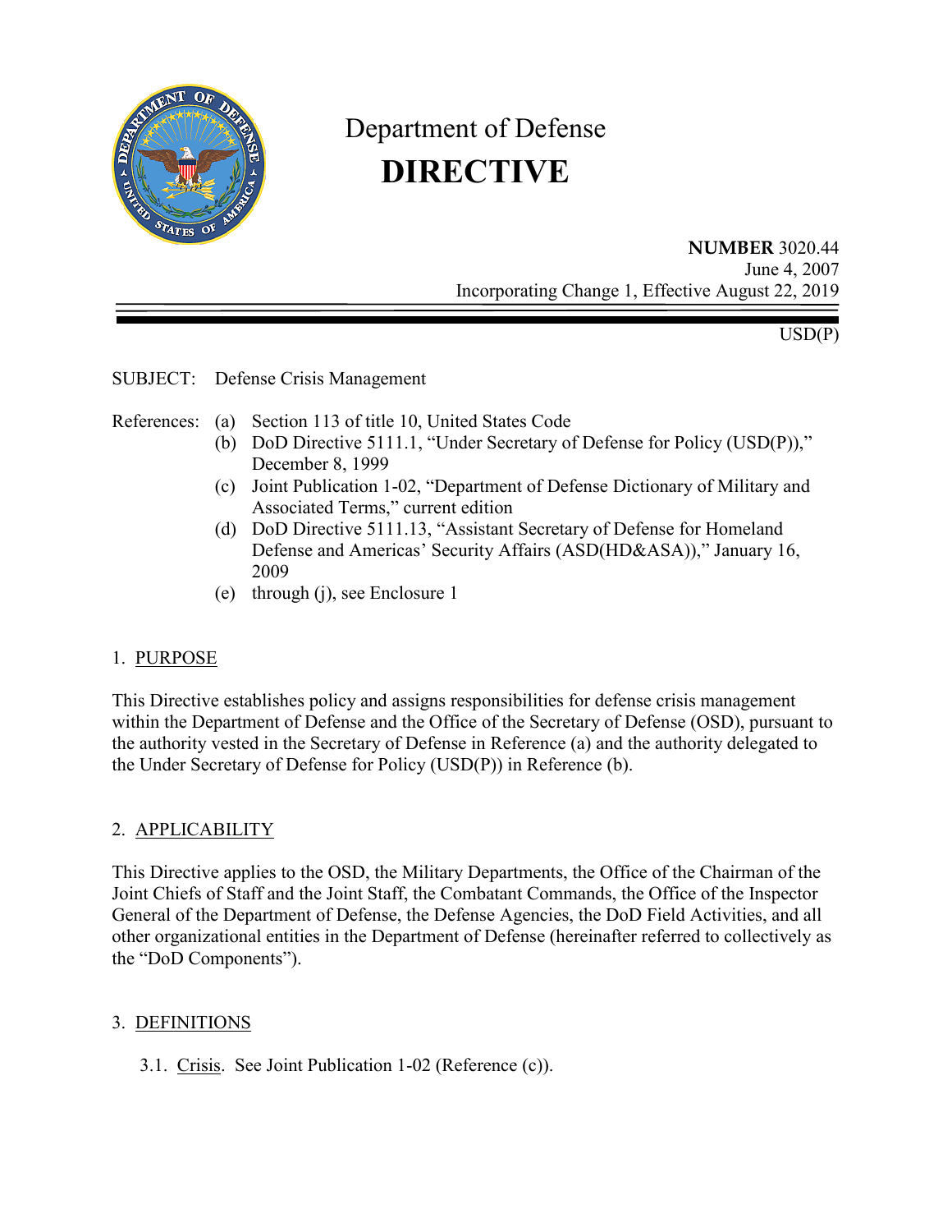# Department of Defense
# DIRECTIVE

**NUMBER** 3020.44
June 4, 2007
Incorporating Change 1, Effective August 22, 2019

USD(P)

SUBJECT: Defense Crisis Management

References:
(a) Section 113 of title 10, United States Code
(b) DoD Directive 5111.1, "Under Secretary of Defense for Policy (USD(P))," December 8, 1999
(c) Joint Publication 1-02, "Department of Defense Dictionary of Military and Associated Terms," current edition
(d) DoD Directive 5111.13, "Assistant Secretary of Defense for Homeland Defense and Americas' Security Affairs (ASD(HD&ASA))," January 16, 2009
(e) through (j), see Enclosure 1

## 1. PURPOSE

This Directive establishes policy and assigns responsibilities for defense crisis management within the Department of Defense and the Office of the Secretary of Defense (OSD), pursuant to the authority vested in the Secretary of Defense in Reference (a) and the authority delegated to the Under Secretary of Defense for Policy (USD(P)) in Reference (b).

## 2. APPLICABILITY

This Directive applies to the OSD, the Military Departments, the Office of the Chairman of the Joint Chiefs of Staff and the Joint Staff, the Combatant Commands, the Office of the Inspector General of the Department of Defense, the Defense Agencies, the DoD Field Activities, and all other organizational entities in the Department of Defense (hereinafter referred to collectively as the "DoD Components").

## 3. DEFINITIONS

3.1. Crisis. See Joint Publication 1-02 (Reference (c)).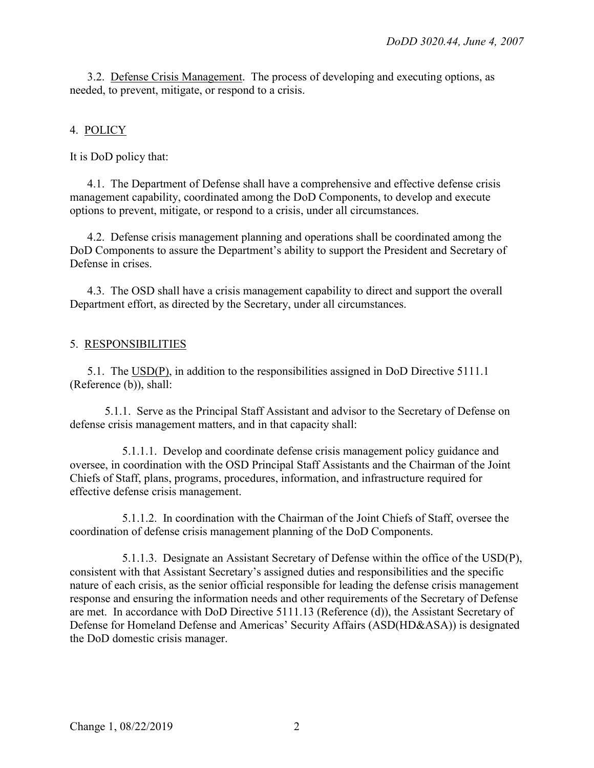3.2. Defense Crisis Management. The process of developing and executing options, as needed, to prevent, mitigate, or respond to a crisis.

## 4. POLICY

It is DoD policy that:

4.1. The Department of Defense shall have a comprehensive and effective defense crisis management capability, coordinated among the DoD Components, to develop and execute options to prevent, mitigate, or respond to a crisis, under all circumstances.

4.2. Defense crisis management planning and operations shall be coordinated among the DoD Components to assure the Department's ability to support the President and Secretary of Defense in crises.

4.3. The OSD shall have a crisis management capability to direct and support the overall Department effort, as directed by the Secretary, under all circumstances.

## 5. RESPONSIBILITIES

5.1. The USD(P), in addition to the responsibilities assigned in DoD Directive 5111.1 (Reference (b)), shall:

5.1.1. Serve as the Principal Staff Assistant and advisor to the Secretary of Defense on defense crisis management matters, and in that capacity shall:

5.1.1.1. Develop and coordinate defense crisis management policy guidance and oversee, in coordination with the OSD Principal Staff Assistants and the Chairman of the Joint Chiefs of Staff, plans, programs, procedures, information, and infrastructure required for effective defense crisis management.

5.1.1.2. In coordination with the Chairman of the Joint Chiefs of Staff, oversee the coordination of defense crisis management planning of the DoD Components.

5.1.1.3. Designate an Assistant Secretary of Defense within the office of the USD(P), consistent with that Assistant Secretary's assigned duties and responsibilities and the specific nature of each crisis, as the senior official responsible for leading the defense crisis management response and ensuring the information needs and other requirements of the Secretary of Defense are met. In accordance with DoD Directive 5111.13 (Reference (d)), the Assistant Secretary of Defense for Homeland Defense and Americas' Security Affairs (ASD(HD&ASA)) is designated the DoD domestic crisis manager.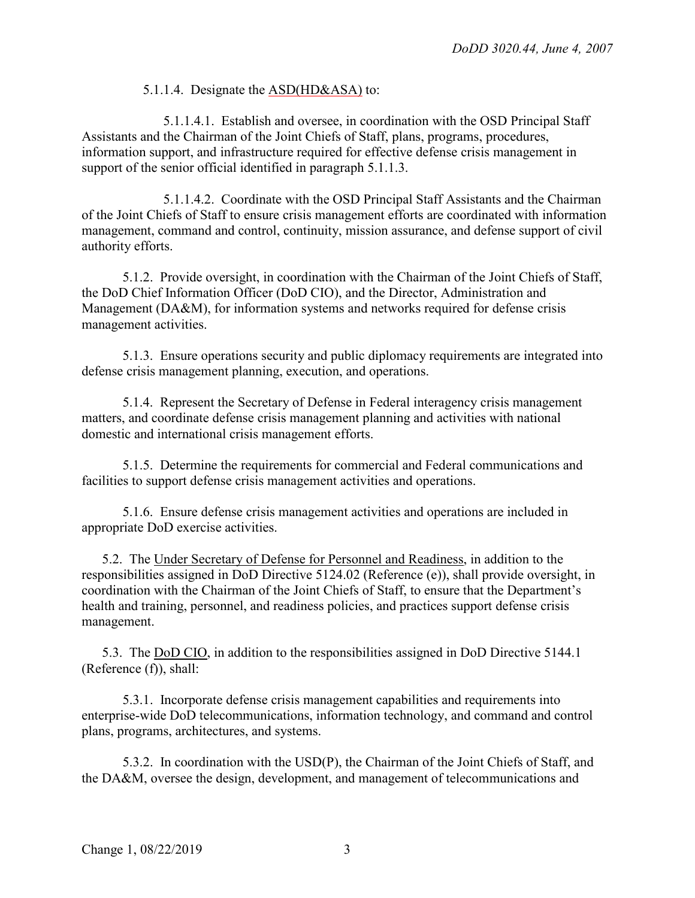5.1.1.4. Designate the ASD(HD&ASA) to:

5.1.1.4.1. Establish and oversee, in coordination with the OSD Principal Staff Assistants and the Chairman of the Joint Chiefs of Staff, plans, programs, procedures, information support, and infrastructure required for effective defense crisis management in support of the senior official identified in paragraph 5.1.1.3.

5.1.1.4.2. Coordinate with the OSD Principal Staff Assistants and the Chairman of the Joint Chiefs of Staff to ensure crisis management efforts are coordinated with information management, command and control, continuity, mission assurance, and defense support of civil authority efforts.

5.1.2. Provide oversight, in coordination with the Chairman of the Joint Chiefs of Staff, the DoD Chief Information Officer (DoD CIO), and the Director, Administration and Management (DA&M), for information systems and networks required for defense crisis management activities.

5.1.3. Ensure operations security and public diplomacy requirements are integrated into defense crisis management planning, execution, and operations.

5.1.4. Represent the Secretary of Defense in Federal interagency crisis management matters, and coordinate defense crisis management planning and activities with national domestic and international crisis management efforts.

5.1.5. Determine the requirements for commercial and Federal communications and facilities to support defense crisis management activities and operations.

5.1.6. Ensure defense crisis management activities and operations are included in appropriate DoD exercise activities.

5.2. The Under Secretary of Defense for Personnel and Readiness, in addition to the responsibilities assigned in DoD Directive 5124.02 (Reference (e)), shall provide oversight, in coordination with the Chairman of the Joint Chiefs of Staff, to ensure that the Department's health and training, personnel, and readiness policies, and practices support defense crisis management.

5.3. The DoD CIO, in addition to the responsibilities assigned in DoD Directive 5144.1 (Reference (f)), shall:

5.3.1. Incorporate defense crisis management capabilities and requirements into enterprise-wide DoD telecommunications, information technology, and command and control plans, programs, architectures, and systems.

5.3.2. In coordination with the USD(P), the Chairman of the Joint Chiefs of Staff, and the DA&M, oversee the design, development, and management of telecommunications and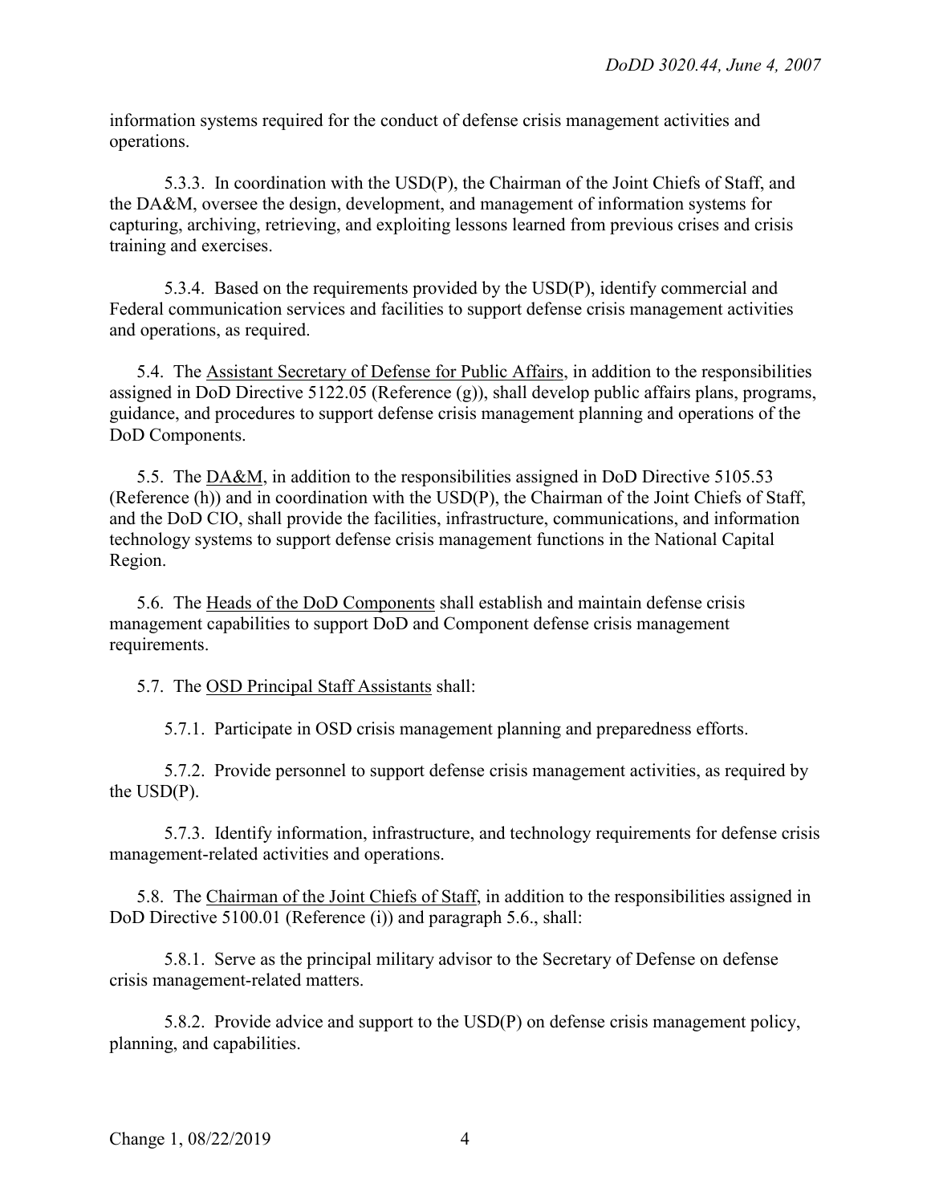information systems required for the conduct of defense crisis management activities and operations.

5.3.3. In coordination with the USD(P), the Chairman of the Joint Chiefs of Staff, and the DA&M, oversee the design, development, and management of information systems for capturing, archiving, retrieving, and exploiting lessons learned from previous crises and crisis training and exercises.

5.3.4. Based on the requirements provided by the USD(P), identify commercial and Federal communication services and facilities to support defense crisis management activities and operations, as required.

5.4. The Assistant Secretary of Defense for Public Affairs, in addition to the responsibilities assigned in DoD Directive 5122.05 (Reference (g)), shall develop public affairs plans, programs, guidance, and procedures to support defense crisis management planning and operations of the DoD Components.

5.5. The DA&M, in addition to the responsibilities assigned in DoD Directive 5105.53 (Reference (h)) and in coordination with the USD(P), the Chairman of the Joint Chiefs of Staff, and the DoD CIO, shall provide the facilities, infrastructure, communications, and information technology systems to support defense crisis management functions in the National Capital Region.

5.6. The Heads of the DoD Components shall establish and maintain defense crisis management capabilities to support DoD and Component defense crisis management requirements.

5.7. The OSD Principal Staff Assistants shall:

5.7.1. Participate in OSD crisis management planning and preparedness efforts.

5.7.2. Provide personnel to support defense crisis management activities, as required by the USD(P).

5.7.3. Identify information, infrastructure, and technology requirements for defense crisis management-related activities and operations.

5.8. The Chairman of the Joint Chiefs of Staff, in addition to the responsibilities assigned in DoD Directive 5100.01 (Reference (i)) and paragraph 5.6., shall:

5.8.1. Serve as the principal military advisor to the Secretary of Defense on defense crisis management-related matters.

5.8.2. Provide advice and support to the USD(P) on defense crisis management policy, planning, and capabilities.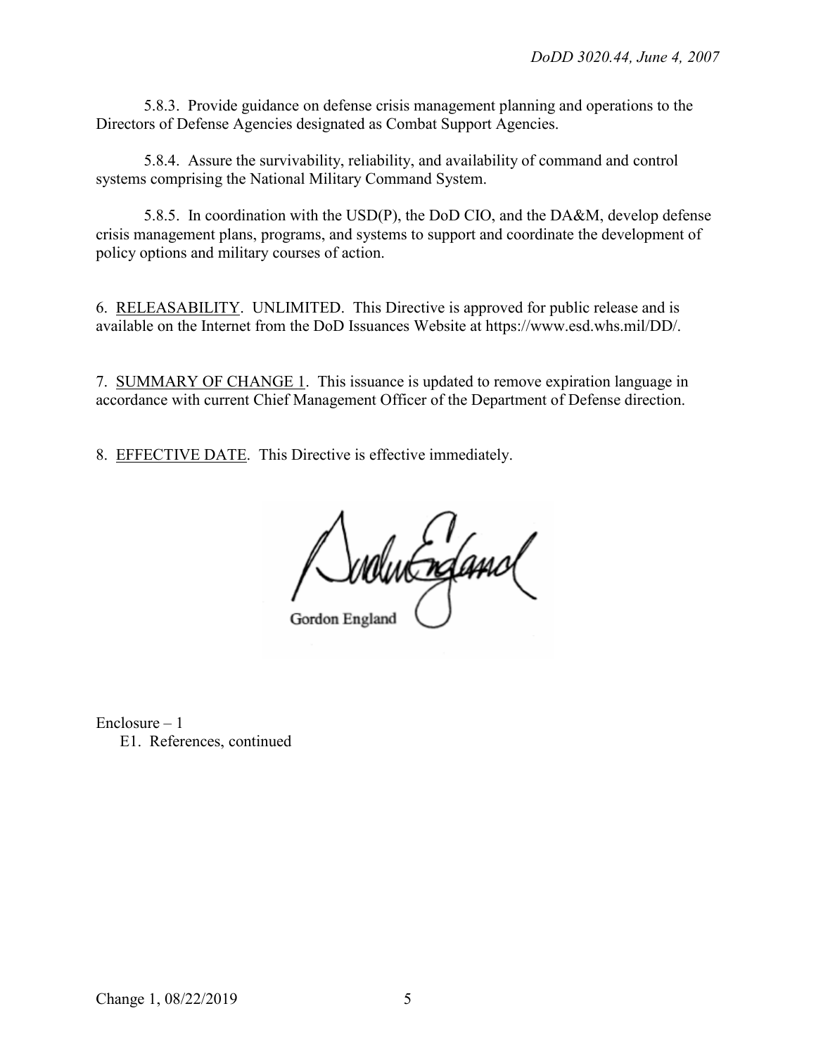5.8.3. Provide guidance on defense crisis management planning and operations to the Directors of Defense Agencies designated as Combat Support Agencies.

5.8.4. Assure the survivability, reliability, and availability of command and control systems comprising the National Military Command System.

5.8.5. In coordination with the USD(P), the DoD CIO, and the DA&M, develop defense crisis management plans, programs, and systems to support and coordinate the development of policy options and military courses of action.

6. RELEASABILITY. UNLIMITED. This Directive is approved for public release and is available on the Internet from the DoD Issuances Website at https://www.esd.whs.mil/DD/.

7. SUMMARY OF CHANGE 1. This issuance is updated to remove expiration language in accordance with current Chief Management Officer of the Department of Defense direction.

8. EFFECTIVE DATE. This Directive is effective immediately.

Gordon England

Enclosure – 1
 E1. References, continued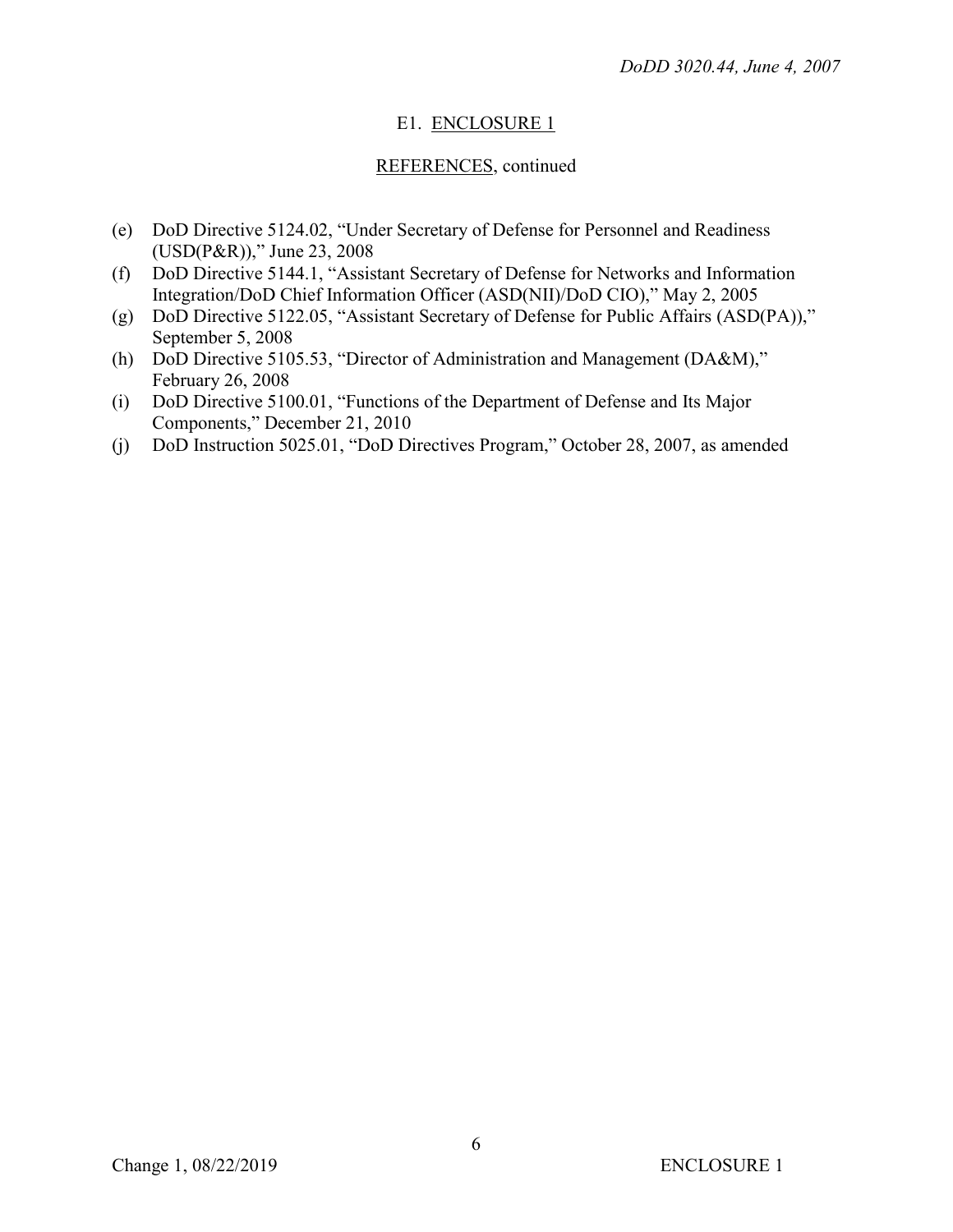## E1. ENCLOSURE 1

### REFERENCES, continued

(e) DoD Directive 5124.02, "Under Secretary of Defense for Personnel and Readiness (USD(P&R))," June 23, 2008

(f) DoD Directive 5144.1, "Assistant Secretary of Defense for Networks and Information Integration/DoD Chief Information Officer (ASD(NII)/DoD CIO)," May 2, 2005

(g) DoD Directive 5122.05, "Assistant Secretary of Defense for Public Affairs (ASD(PA))," September 5, 2008

(h) DoD Directive 5105.53, "Director of Administration and Management (DA&M)," February 26, 2008

(i) DoD Directive 5100.01, "Functions of the Department of Defense and Its Major Components," December 21, 2010

(j) DoD Instruction 5025.01, "DoD Directives Program," October 28, 2007, as amended